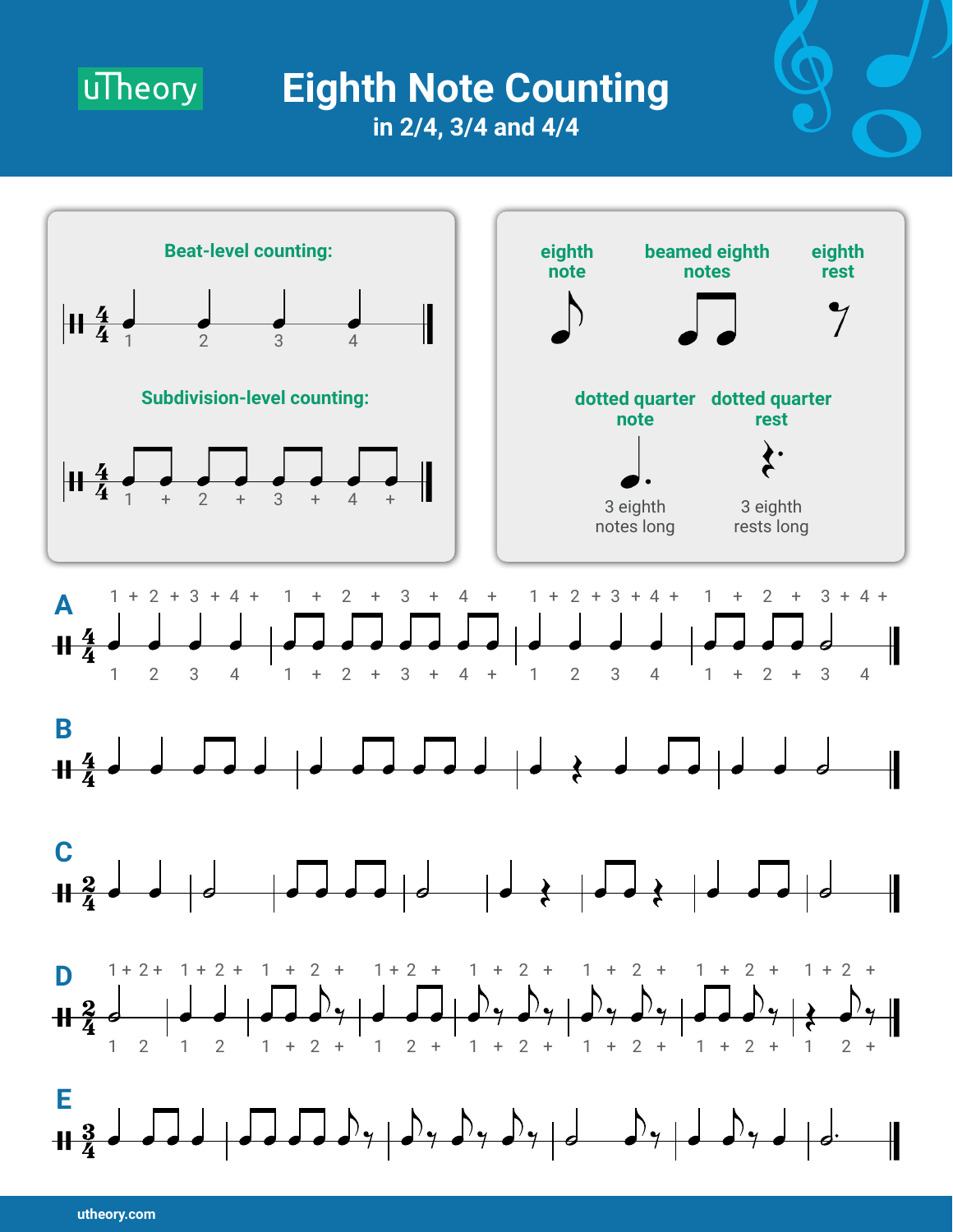uTheory

# Eighth Note Counting

## in 2/4, 3/4 and 4/4

**Beat-level counting:**

1 2 3 4

**Subdivision-level counting:**

1 + 2 + 3 + 4 +

**eighth note**

**beamed eighth notes**

**eighth rest**

**dotted quarter note**

3 eighth notes long

**dotted quarter rest**

3 eighth rests long

**A**

1 + 2 + 3 + 4 + | 1 + 2 + 3 + 4 + | 1 + 2 + 3 + 4 + | 1 + 2 + 3 + 4 +

1 2 3 4 | 1 + 2 + 3 + 4 + | 1 2 3 4 | 1 + 2 + 3 4

**B**

**C**

**D**

1 + 2 + | 1 + 2 + | 1 + 2 + | 1 + 2 + | 1 + 2 + | 1 + 2 + | 1 + 2 + | 1 + 2 +

1 2 | 1 2 | 1 + 2 + | 1 2 + | 1 + 2 + | 1 + 2 + | 1 + 2 + | 1 2 +

**E**

utheory.com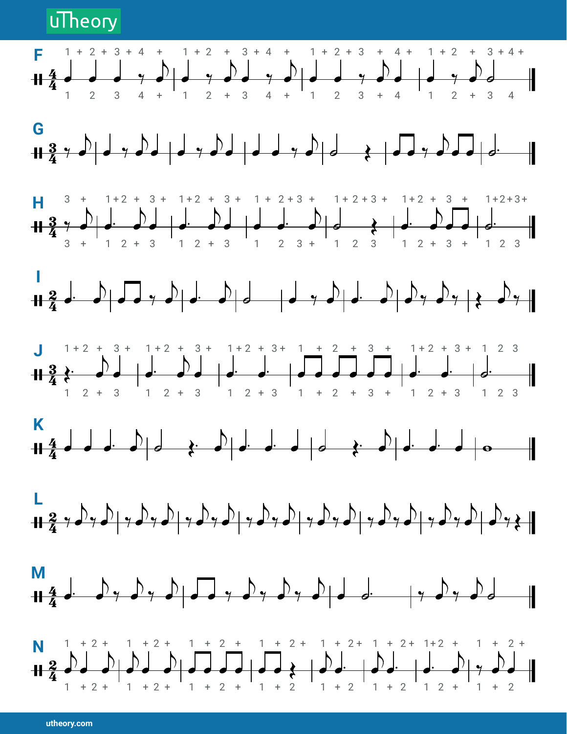**F**

1 + 2 + 3 + 4 + 1 + 2 + 3 + 4 + 1 + 2 + 3 + 4 + 1 + 2 + 3 + 4 +

1 2 3 4 + 1 2 + 3 4 + 1 2 3 + 4 1 2 + 3 4

**G**

**H**

3 + 1+2 + 3 + 1+2 + 3 + 1 + 2+3 + 1+2+3 + 1+2 + 3 + 1+2+3+

3 + 1 2 + 3 1 2 + 3 1 2 3 + 1 2 3 1 2 + 3 + 1 2 3

**I**

**J**

1+2 + 3+ 1+2 + 3 + 1+2 + 3+ 1 + 2 + 3 + 1+2 + 3+ 1 2 3

1 2 + 3 1 2 + 3 1 2 + 3 1 + 2 + 3 + 1 2 + 3 1 2 3

**K**

**L**

**M**

**N**

1 + 2 + 1 + 2 + 1 + 2 + 1 + 2 + 1 + 2+ 1 + 2+ 1+2 + 1 + 2 +

1 + 2 + 1 + 2 + 1 + 2 + 1 + 2 1 + 2 1 + 2 1 2 + 1 + 2